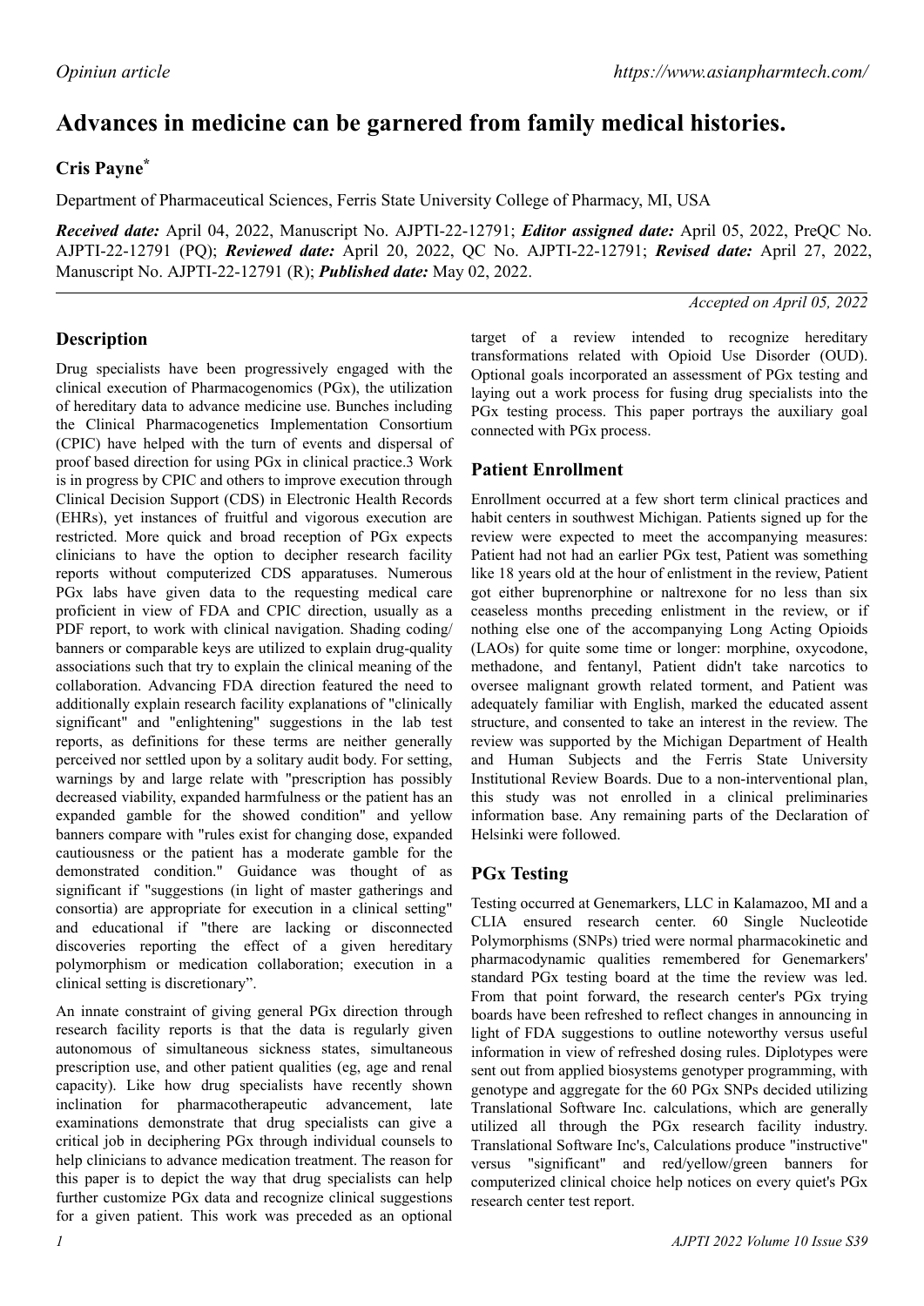*Opiniun article*

# Advances in medicine can be garnered from family medical histories.

## Cris Payne*

Department of Pharmaceutical Sciences, Ferris State University College of Pharmacy, MI, USA

***Received date:*** April 04, 2022, Manuscript No. AJPTI-22-12791; ***Editor assigned date:*** April 05, 2022, PreQC No. AJPTI-22-12791 (PQ); ***Reviewed date:*** April 20, 2022, QC No. AJPTI-22-12791; ***Revised date:*** April 27, 2022, Manuscript No. AJPTI-22-12791 (R); ***Published date:*** May 02, 2022.

*Accepted on April 05, 2022*

## Description

Drug specialists have been progressively engaged with the clinical execution of Pharmacogenomics (PGx), the utilization of hereditary data to advance medicine use. Bunches including the Clinical Pharmacogenetics Implementation Consortium (CPIC) have helped with the turn of events and dispersal of proof based direction for using PGx in clinical practice.3 Work is in progress by CPIC and others to improve execution through Clinical Decision Support (CDS) in Electronic Health Records (EHRs), yet instances of fruitful and vigorous execution are restricted. More quick and broad reception of PGx expects clinicians to have the option to decipher research facility reports without computerized CDS apparatuses. Numerous PGx labs have given data to the requesting medical care proficient in view of FDA and CPIC direction, usually as a PDF report, to work with clinical navigation. Shading coding/banners or comparable keys are utilized to explain drug-quality associations such that try to explain the clinical meaning of the collaboration. Advancing FDA direction featured the need to additionally explain research facility explanations of "clinically significant" and "enlightening" suggestions in the lab test reports, as definitions for these terms are neither generally perceived nor settled upon by a solitary audit body. For setting, warnings by and large relate with "prescription has possibly decreased viability, expanded harmfulness or the patient has an expanded gamble for the showed condition" and yellow banners compare with "rules exist for changing dose, expanded cautiousness or the patient has a moderate gamble for the demonstrated condition." Guidance was thought of as significant if "suggestions (in light of master gatherings and consortia) are appropriate for execution in a clinical setting" and educational if "there are lacking or disconnected discoveries reporting the effect of a given hereditary polymorphism or medication collaboration; execution in a clinical setting is discretionary".

An innate constraint of giving general PGx direction through research facility reports is that the data is regularly given autonomous of simultaneous sickness states, simultaneous prescription use, and other patient qualities (eg, age and renal capacity). Like how drug specialists have recently shown inclination for pharmacotherapeutic advancement, late examinations demonstrate that drug specialists can give a critical job in deciphering PGx through individual counsels to help clinicians to advance medication treatment. The reason for this paper is to depict the way that drug specialists can help further customize PGx data and recognize clinical suggestions for a given patient. This work was preceded as an optional target of a review intended to recognize hereditary transformations related with Opioid Use Disorder (OUD). Optional goals incorporated an assessment of PGx testing and laying out a work process for fusing drug specialists into the PGx testing process. This paper portrays the auxiliary goal connected with PGx process.

## Patient Enrollment

Enrollment occurred at a few short term clinical practices and habit centers in southwest Michigan. Patients signed up for the review were expected to meet the accompanying measures: Patient had not had an earlier PGx test, Patient was something like 18 years old at the hour of enlistment in the review, Patient got either buprenorphine or naltrexone for no less than six ceaseless months preceding enlistment in the review, or if nothing else one of the accompanying Long Acting Opioids (LAOs) for quite some time or longer: morphine, oxycodone, methadone, and fentanyl, Patient didn't take narcotics to oversee malignant growth related torment, and Patient was adequately familiar with English, marked the educated assent structure, and consented to take an interest in the review. The review was supported by the Michigan Department of Health and Human Subjects and the Ferris State University Institutional Review Boards. Due to a non-interventional plan, this study was not enrolled in a clinical preliminaries information base. Any remaining parts of the Declaration of Helsinki were followed.

## PGx Testing

Testing occurred at Genemarkers, LLC in Kalamazoo, MI and a CLIA ensured research center. 60 Single Nucleotide Polymorphisms (SNPs) tried were normal pharmacokinetic and pharmacodynamic qualities remembered for Genemarkers' standard PGx testing board at the time the review was led. From that point forward, the research center's PGx trying boards have been refreshed to reflect changes in announcing in light of FDA suggestions to outline noteworthy versus useful information in view of refreshed dosing rules. Diplotypes were sent out from applied biosystems genotyper programming, with genotype and aggregate for the 60 PGx SNPs decided utilizing Translational Software Inc. calculations, which are generally utilized all through the PGx research facility industry. Translational Software Inc's, Calculations produce "instructive" versus "significant" and red/yellow/green banners for computerized clinical choice help notices on every quiet's PGx research center test report.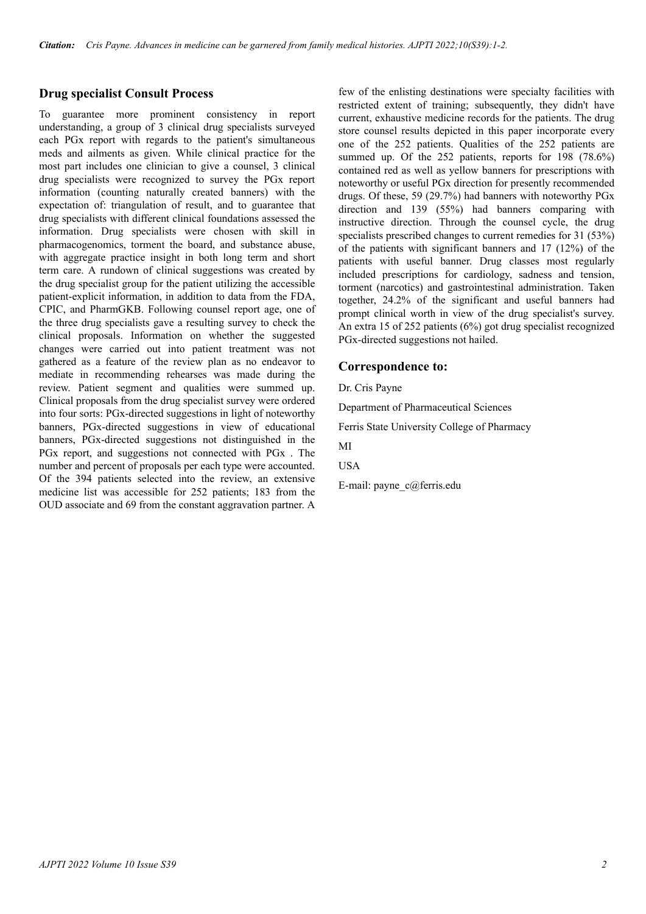## Drug specialist Consult Process

To guarantee more prominent consistency in report understanding, a group of 3 clinical drug specialists surveyed each PGx report with regards to the patient's simultaneous meds and ailments as given. While clinical practice for the most part includes one clinician to give a counsel, 3 clinical drug specialists were recognized to survey the PGx report information (counting naturally created banners) with the expectation of: triangulation of result, and to guarantee that drug specialists with different clinical foundations assessed the information. Drug specialists were chosen with skill in pharmacogenomics, torment the board, and substance abuse, with aggregate practice insight in both long term and short term care. A rundown of clinical suggestions was created by the drug specialist group for the patient utilizing the accessible patient-explicit information, in addition to data from the FDA, CPIC, and PharmGKB. Following counsel report age, one of the three drug specialists gave a resulting survey to check the clinical proposals. Information on whether the suggested changes were carried out into patient treatment was not gathered as a feature of the review plan as no endeavor to mediate in recommending rehearses was made during the review. Patient segment and qualities were summed up. Clinical proposals from the drug specialist survey were ordered into four sorts: PGx-directed suggestions in light of noteworthy banners, PGx-directed suggestions in view of educational banners, PGx-directed suggestions not distinguished in the PGx report, and suggestions not connected with PGx . The number and percent of proposals per each type were accounted. Of the 394 patients selected into the review, an extensive medicine list was accessible for 252 patients; 183 from the OUD associate and 69 from the constant aggravation partner. A few of the enlisting destinations were specialty facilities with restricted extent of training; subsequently, they didn't have current, exhaustive medicine records for the patients. The drug store counsel results depicted in this paper incorporate every one of the 252 patients. Qualities of the 252 patients are summed up. Of the 252 patients, reports for 198 (78.6%) contained red as well as yellow banners for prescriptions with noteworthy or useful PGx direction for presently recommended drugs. Of these, 59 (29.7%) had banners with noteworthy PGx direction and 139 (55%) had banners comparing with instructive direction. Through the counsel cycle, the drug specialists prescribed changes to current remedies for 31 (53%) of the patients with significant banners and 17 (12%) of the patients with useful banner. Drug classes most regularly included prescriptions for cardiology, sadness and tension, torment (narcotics) and gastrointestinal administration. Taken together, 24.2% of the significant and useful banners had prompt clinical worth in view of the drug specialist's survey. An extra 15 of 252 patients (6%) got drug specialist recognized PGx-directed suggestions not hailed.

## Correspondence to:

Dr. Cris Payne

Department of Pharmaceutical Sciences

Ferris State University College of Pharmacy

MI

USA

E-mail: payne_c@ferris.edu